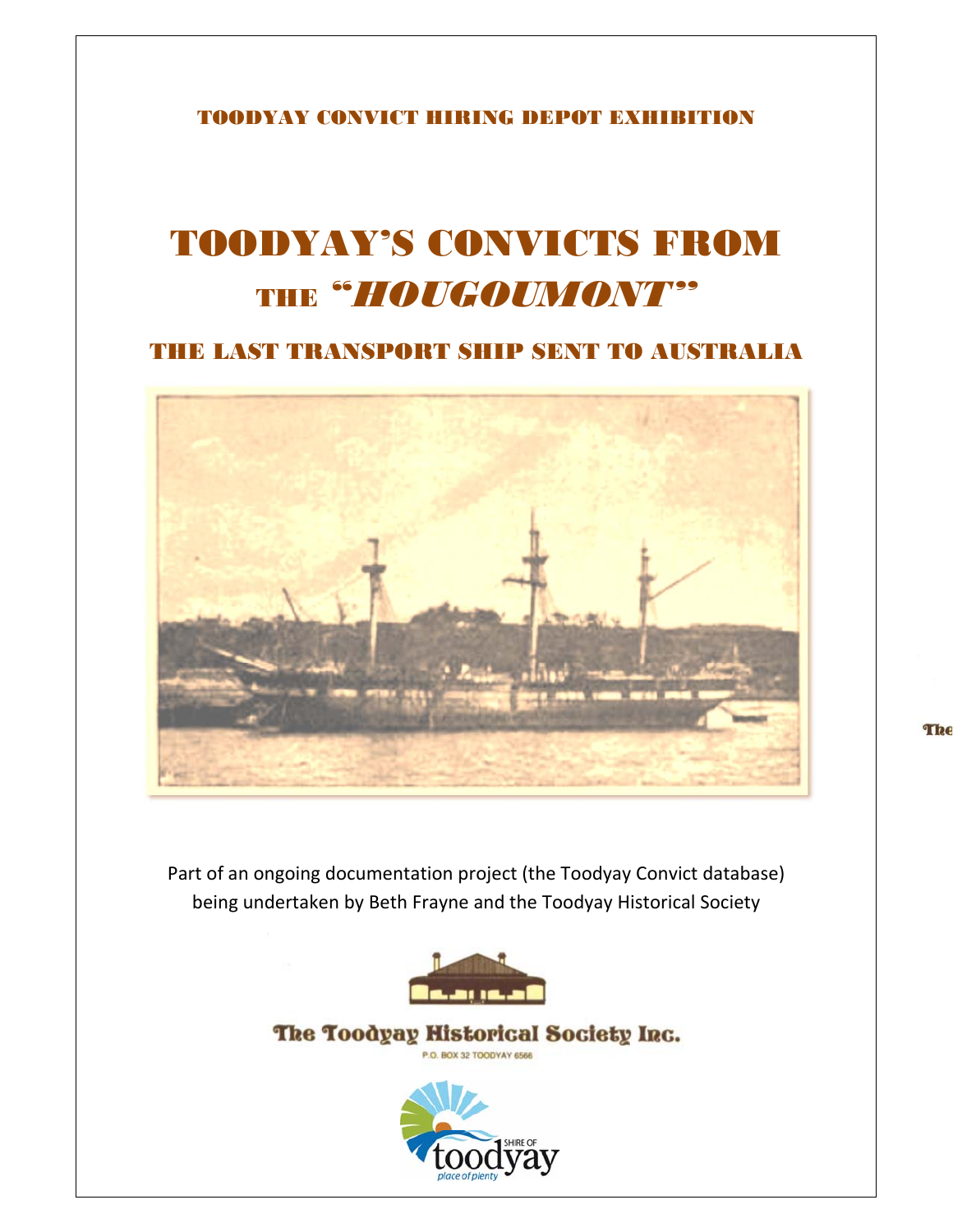TOODYAY CONVICT HIRING DEPOT EXHIBITION

# TOODYAY'S CONVICTS FROM THE "*HOUGOUMONT*"

## THE LAST TRANSPORT SHIP SENT TO AUSTRALIA

Part of an ongoing documentation project (the Toodyay Convict database) being undertaken by Beth Frayne and the Toodyay Historical Society

The Toodyay Historical Society Inc.

P.O. BOX 32 TOODYAY 6566

SHIRE OF toodyay

place of plenty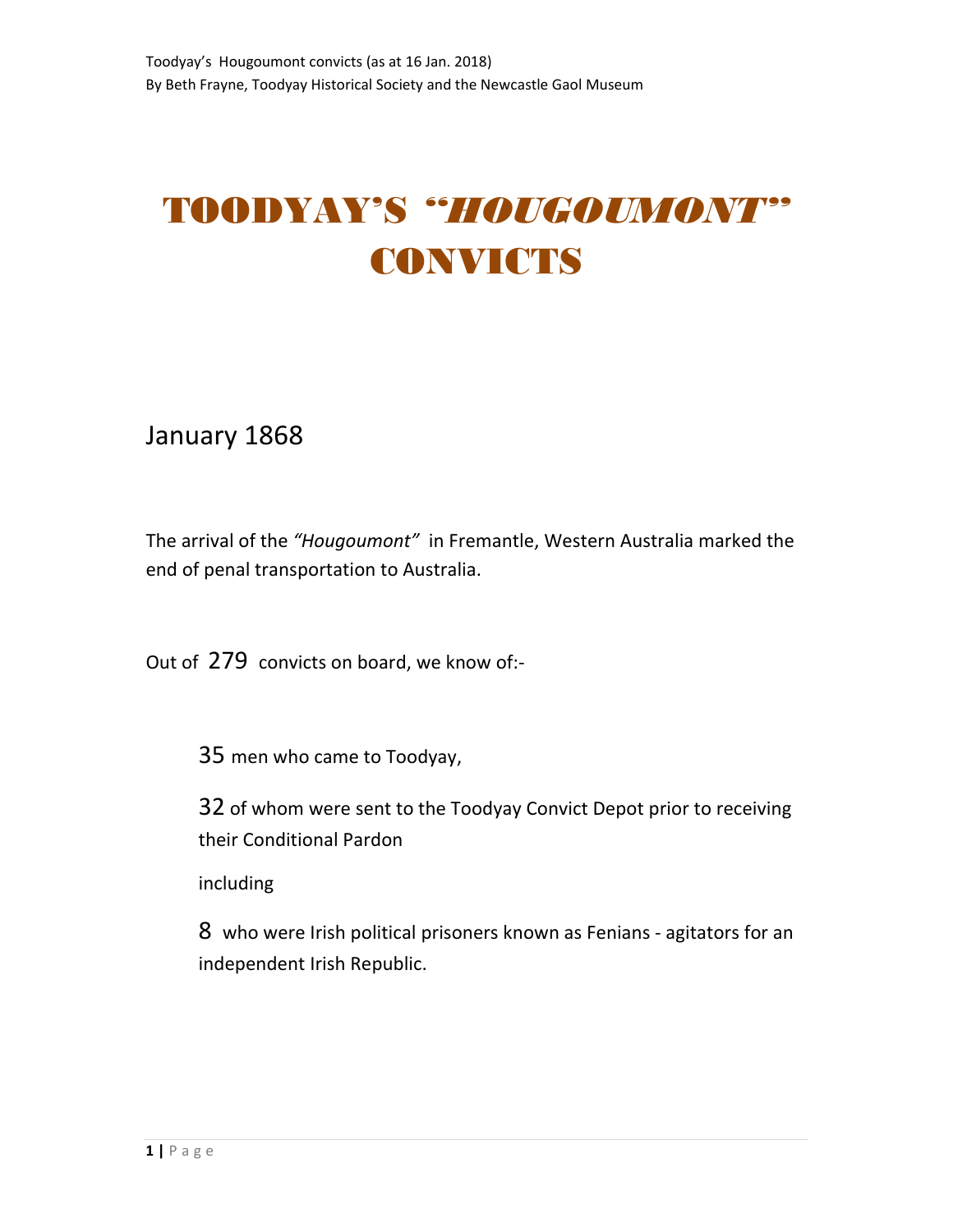# TOODYAY'S *"HOUGOUMONT"* CONVICTS

## January 1868

The arrival of the *"Hougoumont"* in Fremantle, Western Australia marked the end of penal transportation to Australia.

Out of 279 convicts on board, we know of:-

> 35 men who came to Toodyay,
>
> 32 of whom were sent to the Toodyay Convict Depot prior to receiving their Conditional Pardon
>
> including
>
> 8 who were Irish political prisoners known as Fenians - agitators for an independent Irish Republic.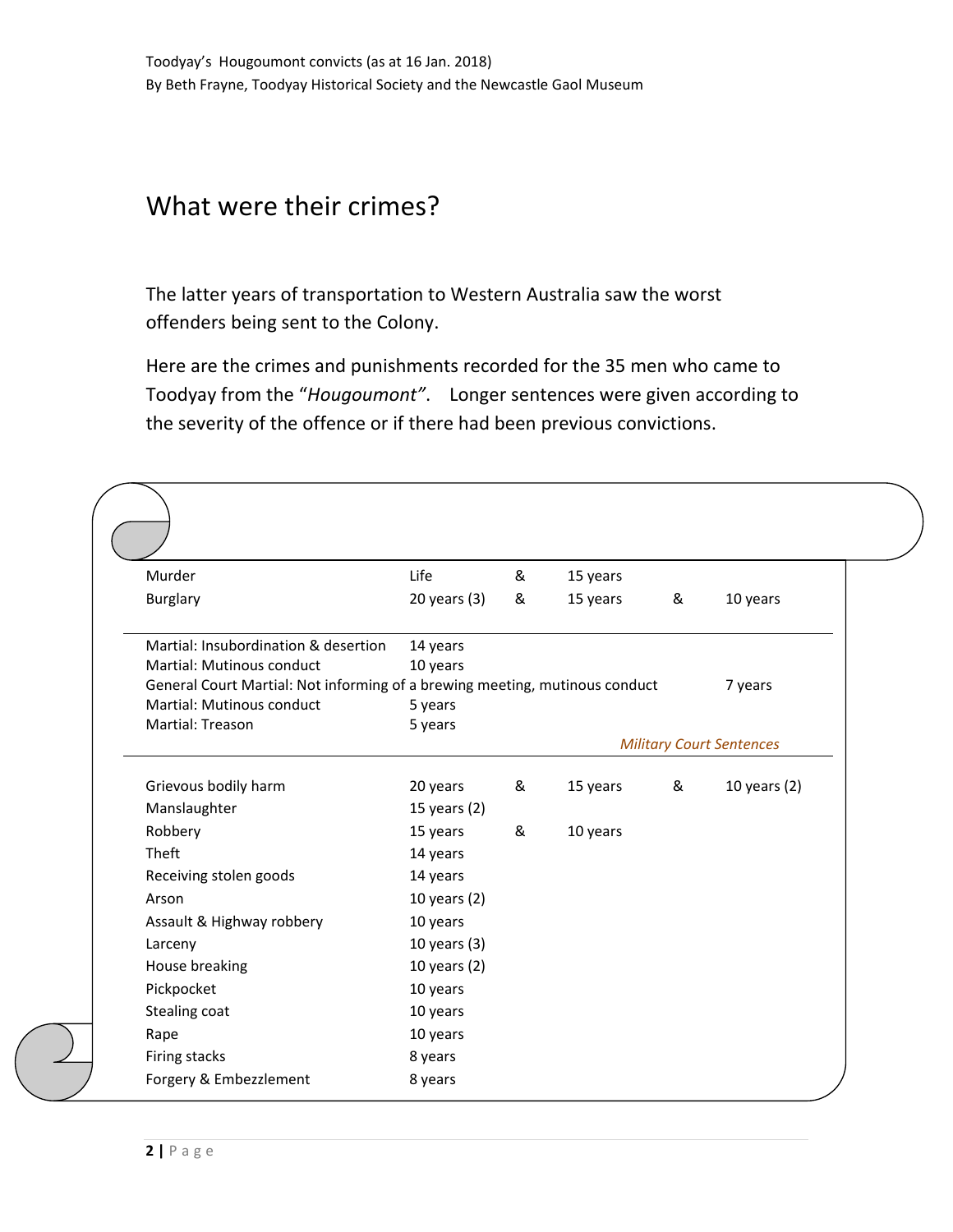# What were their crimes?

The latter years of transportation to Western Australia saw the worst offenders being sent to the Colony.

Here are the crimes and punishments recorded for the 35 men who came to Toodyay from the "*Hougoumont*". Longer sentences were given according to the severity of the offence or if there had been previous convictions.

| | | | | | |
|---|---|---|---|---|---|
| Murder | Life | & | 15 years | | |
| Burglary | 20 years (3) | & | 15 years | & | 10 years |
| Martial: Insubordination & desertion | 14 years | | | | |
| Martial: Mutinous conduct | 10 years | | | | |
| General Court Martial: Not informing of a brewing meeting, mutinous conduct | | | | | 7 years |
| Martial: Mutinous conduct | 5 years | | | | |
| Martial: Treason | 5 years | | | | |
| | | | | | *Military Court Sentences* |
| Grievous bodily harm | 20 years | & | 15 years | & | 10 years (2) |
| Manslaughter | 15 years (2) | | | | |
| Robbery | 15 years | & | 10 years | | |
| Theft | 14 years | | | | |
| Receiving stolen goods | 14 years | | | | |
| Arson | 10 years (2) | | | | |
| Assault & Highway robbery | 10 years | | | | |
| Larceny | 10 years (3) | | | | |
| House breaking | 10 years (2) | | | | |
| Pickpocket | 10 years | | | | |
| Stealing coat | 10 years | | | | |
| Rape | 10 years | | | | |
| Firing stacks | 8 years | | | | |
| Forgery & Embezzlement | 8 years | | | | |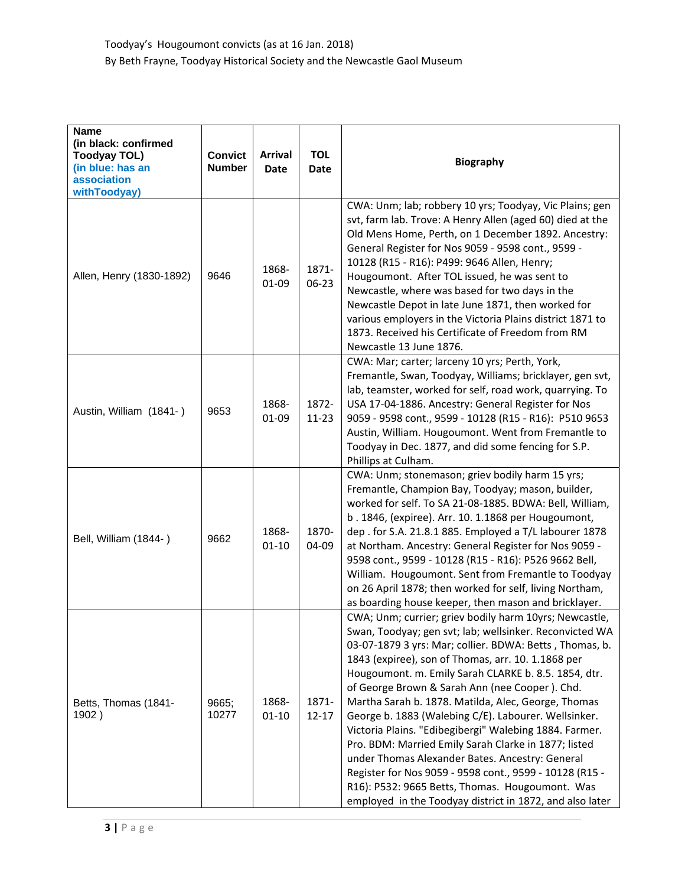Toodyay's Hougoumont convicts (as at 16 Jan. 2018)

By Beth Frayne, Toodyay Historical Society and the Newcastle Gaol Museum

| Name (in black: confirmed Toodyay TOL) (in blue: has an association withToodyay) | Convict Number | Arrival Date | TOL Date | Biography |
|---|---|---|---|---|
| Allen, Henry (1830-1892) | 9646 | 1868-01-09 | 1871-06-23 | CWA: Unm; lab; robbery 10 yrs; Toodyay, Vic Plains; gen svt, farm lab. Trove: A Henry Allen (aged 60) died at the Old Mens Home, Perth, on 1 December 1892. Ancestry: General Register for Nos 9059 - 9598 cont., 9599 - 10128 (R15 - R16): P499: 9646 Allen, Henry; Hougoumont. After TOL issued, he was sent to Newcastle, where was based for two days in the Newcastle Depot in late June 1871, then worked for various employers in the Victoria Plains district 1871 to 1873. Received his Certificate of Freedom from RM Newcastle 13 June 1876. |
| Austin, William (1841- ) | 9653 | 1868-01-09 | 1872-11-23 | CWA: Mar; carter; larceny 10 yrs; Perth, York, Fremantle, Swan, Toodyay, Williams; bricklayer, gen svt, lab, teamster, worked for self, road work, quarrying. To USA 17-04-1886. Ancestry: General Register for Nos 9059 - 9598 cont., 9599 - 10128 (R15 - R16): P510 9653 Austin, William. Hougoumont. Went from Fremantle to Toodyay in Dec. 1877, and did some fencing for S.P. Phillips at Culham. |
| Bell, William (1844- ) | 9662 | 1868-01-10 | 1870-04-09 | CWA: Unm; stonemason; griev bodily harm 15 yrs; Fremantle, Champion Bay, Toodyay; mason, builder, worked for self. To SA 21-08-1885. BDWA: Bell, William, b . 1846, (expiree). Arr. 10. 1.1868 per Hougoumont, dep . for S.A. 21.8.1 885. Employed a T/L labourer 1878 at Northam. Ancestry: General Register for Nos 9059 - 9598 cont., 9599 - 10128 (R15 - R16): P526 9662 Bell, William. Hougoumont. Sent from Fremantle to Toodyay on 26 April 1878; then worked for self, living Northam, as boarding house keeper, then mason and bricklayer. |
| Betts, Thomas (1841-1902 ) | 9665; 10277 | 1868-01-10 | 1871-12-17 | CWA; Unm; currier; griev bodily harm 10yrs; Newcastle, Swan, Toodyay; gen svt; lab; wellsinker. Reconvicted WA 03-07-1879 3 yrs: Mar; collier. BDWA: Betts , Thomas, b. 1843 (expiree), son of Thomas, arr. 10. 1.1868 per Hougoumont. m. Emily Sarah CLARKE b. 8.5. 1854, dtr. of George Brown & Sarah Ann (nee Cooper ). Chd. Martha Sarah b. 1878. Matilda, Alec, George, Thomas George b. 1883 (Walebing C/E). Labourer. Wellsinker. Victoria Plains. "Edibegibergi" Walebing 1884. Farmer. Pro. BDM: Married Emily Sarah Clarke in 1877; listed under Thomas Alexander Bates. Ancestry: General Register for Nos 9059 - 9598 cont., 9599 - 10128 (R15 - R16): P532: 9665 Betts, Thomas. Hougoumont. Was employed in the Toodyay district in 1872, and also later |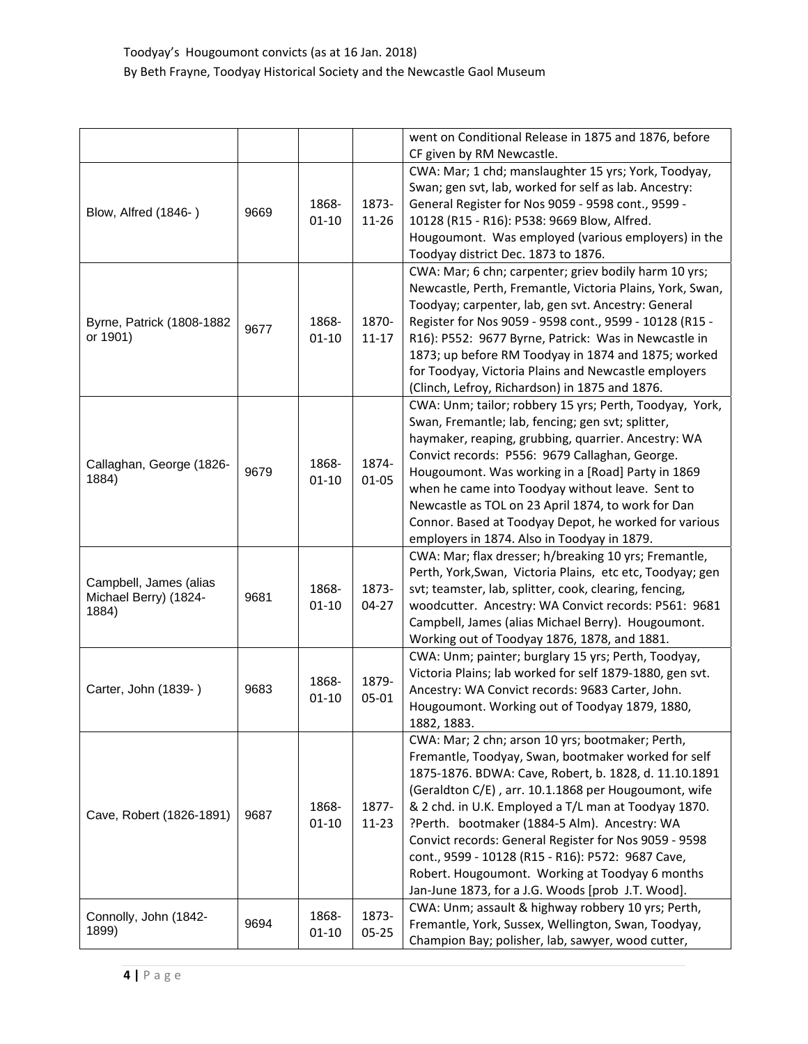| | | | | went on Conditional Release in 1875 and 1876, before CF given by RM Newcastle. |
|---|---|---|---|---|
| Blow, Alfred (1846- ) | 9669 | 1868-01-10 | 1873-11-26 | CWA: Mar; 1 chd; manslaughter 15 yrs; York, Toodyay, Swan; gen svt, lab, worked for self as lab. Ancestry: General Register for Nos 9059 - 9598 cont., 9599 - 10128 (R15 - R16): P538: 9669 Blow, Alfred. Hougoumont. Was employed (various employers) in the Toodyay district Dec. 1873 to 1876. |
| Byrne, Patrick (1808-1882 or 1901) | 9677 | 1868-01-10 | 1870-11-17 | CWA: Mar; 6 chn; carpenter; griev bodily harm 10 yrs; Newcastle, Perth, Fremantle, Victoria Plains, York, Swan, Toodyay; carpenter, lab, gen svt. Ancestry: General Register for Nos 9059 - 9598 cont., 9599 - 10128 (R15 - R16): P552: 9677 Byrne, Patrick: Was in Newcastle in 1873; up before RM Toodyay in 1874 and 1875; worked for Toodyay, Victoria Plains and Newcastle employers (Clinch, Lefroy, Richardson) in 1875 and 1876. |
| Callaghan, George (1826-1884) | 9679 | 1868-01-10 | 1874-01-05 | CWA: Unm; tailor; robbery 15 yrs; Perth, Toodyay, York, Swan, Fremantle; lab, fencing; gen svt; splitter, haymaker, reaping, grubbing, quarrier. Ancestry: WA Convict records: P556: 9679 Callaghan, George. Hougoumont. Was working in a [Road] Party in 1869 when he came into Toodyay without leave. Sent to Newcastle as TOL on 23 April 1874, to work for Dan Connor. Based at Toodyay Depot, he worked for various employers in 1874. Also in Toodyay in 1879. |
| Campbell, James (alias Michael Berry) (1824-1884) | 9681 | 1868-01-10 | 1873-04-27 | CWA: Mar; flax dresser; h/breaking 10 yrs; Fremantle, Perth, York,Swan, Victoria Plains, etc etc, Toodyay; gen svt; teamster, lab, splitter, cook, clearing, fencing, woodcutter. Ancestry: WA Convict records: P561: 9681 Campbell, James (alias Michael Berry). Hougoumont. Working out of Toodyay 1876, 1878, and 1881. |
| Carter, John (1839- ) | 9683 | 1868-01-10 | 1879-05-01 | CWA: Unm; painter; burglary 15 yrs; Perth, Toodyay, Victoria Plains; lab worked for self 1879-1880, gen svt. Ancestry: WA Convict records: 9683 Carter, John. Hougoumont. Working out of Toodyay 1879, 1880, 1882, 1883. |
| Cave, Robert (1826-1891) | 9687 | 1868-01-10 | 1877-11-23 | CWA: Mar; 2 chn; arson 10 yrs; bootmaker; Perth, Fremantle, Toodyay, Swan, bootmaker worked for self 1875-1876. BDWA: Cave, Robert, b. 1828, d. 11.10.1891 (Geraldton C/E) , arr. 10.1.1868 per Hougoumont, wife & 2 chd. in U.K. Employed a T/L man at Toodyay 1870. ?Perth. bootmaker (1884-5 Alm). Ancestry: WA Convict records: General Register for Nos 9059 - 9598 cont., 9599 - 10128 (R15 - R16): P572: 9687 Cave, Robert. Hougoumont. Working at Toodyay 6 months Jan-June 1873, for a J.G. Woods [prob J.T. Wood]. |
| Connolly, John (1842-1899) | 9694 | 1868-01-10 | 1873-05-25 | CWA: Unm; assault & highway robbery 10 yrs; Perth, Fremantle, York, Sussex, Wellington, Swan, Toodyay, Champion Bay; polisher, lab, sawyer, wood cutter, |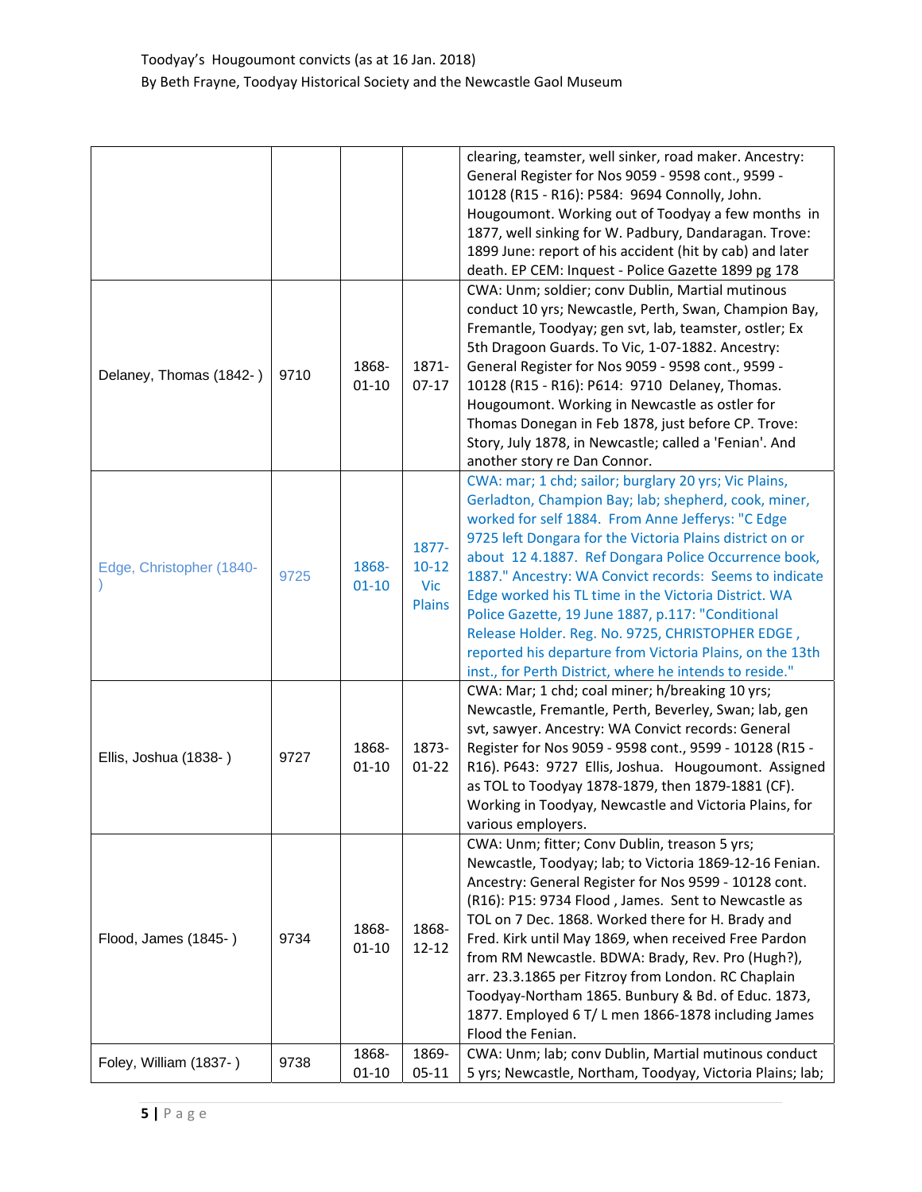| | | | | clearing, teamster, well sinker, road maker. Ancestry: General Register for Nos 9059 - 9598 cont., 9599 - 10128 (R15 - R16): P584: 9694 Connolly, John. Hougoumont. Working out of Toodyay a few months in 1877, well sinking for W. Padbury, Dandaragan. Trove: 1899 June: report of his accident (hit by cab) and later death. EP CEM: Inquest - Police Gazette 1899 pg 178 |
|---|---|---|---|---|
| Delaney, Thomas (1842- ) | 9710 | 1868-01-10 | 1871-07-17 | CWA: Unm; soldier; conv Dublin, Martial mutinous conduct 10 yrs; Newcastle, Perth, Swan, Champion Bay, Fremantle, Toodyay; gen svt, lab, teamster, ostler; Ex 5th Dragoon Guards. To Vic, 1-07-1882. Ancestry: General Register for Nos 9059 - 9598 cont., 9599 - 10128 (R15 - R16): P614: 9710 Delaney, Thomas. Hougoumont. Working in Newcastle as ostler for Thomas Donegan in Feb 1878, just before CP. Trove: Story, July 1878, in Newcastle; called a 'Fenian'. And another story re Dan Connor. |
| Edge, Christopher (1840- ) | 9725 | 1868-01-10 | 1877-10-12 Vic Plains | CWA: mar; 1 chd; sailor; burglary 20 yrs; Vic Plains, Gerladton, Champion Bay; lab; shepherd, cook, miner, worked for self 1884. From Anne Jefferys: "C Edge 9725 left Dongara for the Victoria Plains district on or about 12 4.1887. Ref Dongara Police Occurrence book, 1887." Ancestry: WA Convict records: Seems to indicate Edge worked his TL time in the Victoria District. WA Police Gazette, 19 June 1887, p.117: "Conditional Release Holder. Reg. No. 9725, CHRISTOPHER EDGE , reported his departure from Victoria Plains, on the 13th inst., for Perth District, where he intends to reside." |
| Ellis, Joshua (1838- ) | 9727 | 1868-01-10 | 1873-01-22 | CWA: Mar; 1 chd; coal miner; h/breaking 10 yrs; Newcastle, Fremantle, Perth, Beverley, Swan; lab, gen svt, sawyer. Ancestry: WA Convict records: General Register for Nos 9059 - 9598 cont., 9599 - 10128 (R15 - R16). P643: 9727 Ellis, Joshua. Hougoumont. Assigned as TOL to Toodyay 1878-1879, then 1879-1881 (CF). Working in Toodyay, Newcastle and Victoria Plains, for various employers. |
| Flood, James (1845- ) | 9734 | 1868-01-10 | 1868-12-12 | CWA: Unm; fitter; Conv Dublin, treason 5 yrs; Newcastle, Toodyay; lab; to Victoria 1869-12-16 Fenian. Ancestry: General Register for Nos 9599 - 10128 cont. (R16): P15: 9734 Flood , James. Sent to Newcastle as TOL on 7 Dec. 1868. Worked there for H. Brady and Fred. Kirk until May 1869, when received Free Pardon from RM Newcastle. BDWA: Brady, Rev. Pro (Hugh?), arr. 23.3.1865 per Fitzroy from London. RC Chaplain Toodyay-Northam 1865. Bunbury & Bd. of Educ. 1873, 1877. Employed 6 T/ L men 1866-1878 including James Flood the Fenian. |
| Foley, William (1837- ) | 9738 | 1868-01-10 | 1869-05-11 | CWA: Unm; lab; conv Dublin, Martial mutinous conduct 5 yrs; Newcastle, Northam, Toodyay, Victoria Plains; lab; |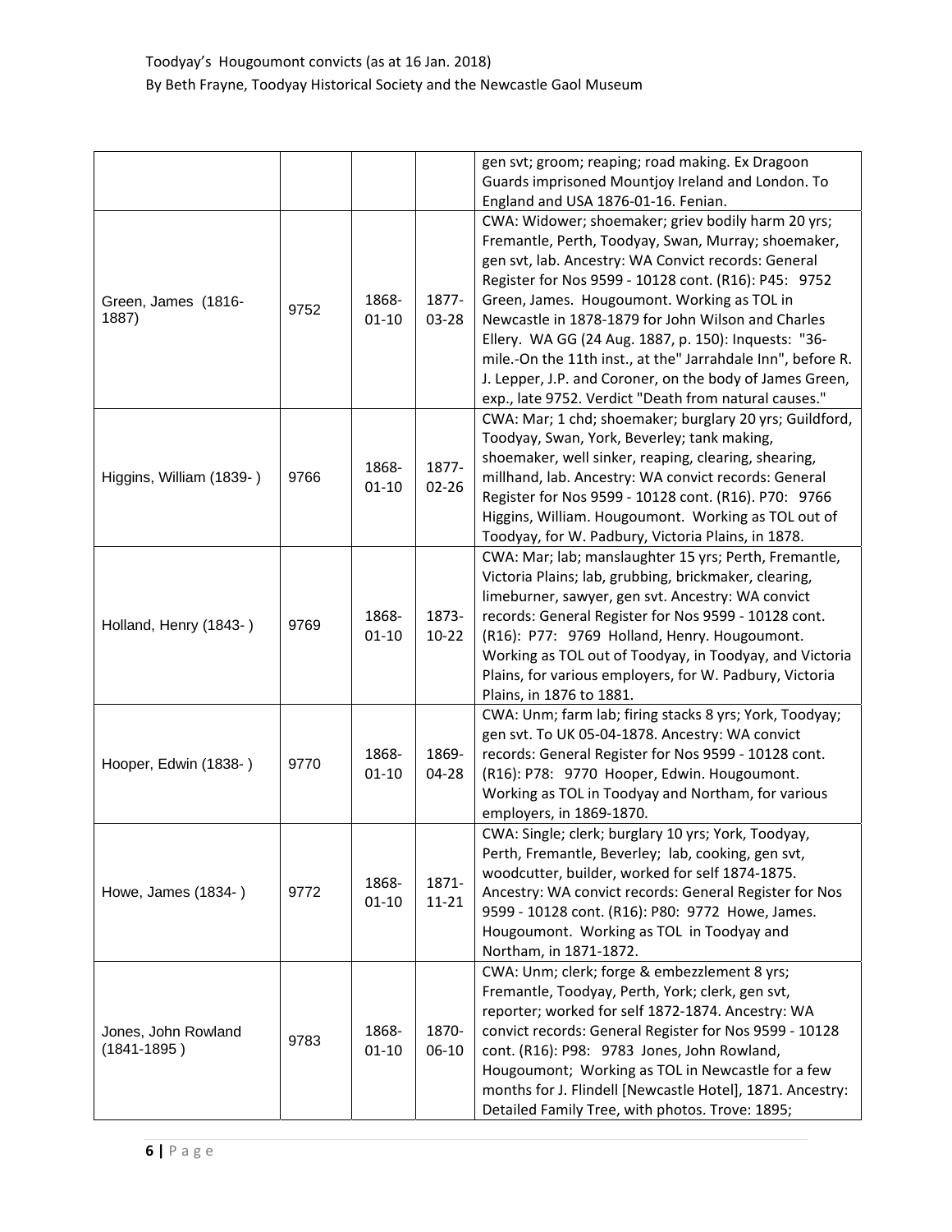| | | | | gen svt; groom; reaping; road making. Ex Dragoon Guards imprisoned Mountjoy Ireland and London. To England and USA 1876-01-16. Fenian. |
|---|---|---|---|---|
| Green, James (1816-1887) | 9752 | 1868-01-10 | 1877-03-28 | CWA: Widower; shoemaker; griev bodily harm 20 yrs; Fremantle, Perth, Toodyay, Swan, Murray; shoemaker, gen svt, lab. Ancestry: WA Convict records: General Register for Nos 9599 - 10128 cont. (R16): P45: 9752 Green, James. Hougoumont. Working as TOL in Newcastle in 1878-1879 for John Wilson and Charles Ellery. WA GG (24 Aug. 1887, p. 150): Inquests: "36-mile.-On the 11th inst., at the" Jarrahdale Inn", before R. J. Lepper, J.P. and Coroner, on the body of James Green, exp., late 9752. Verdict "Death from natural causes." |
| Higgins, William (1839- ) | 9766 | 1868-01-10 | 1877-02-26 | CWA: Mar; 1 chd; shoemaker; burglary 20 yrs; Guildford, Toodyay, Swan, York, Beverley; tank making, shoemaker, well sinker, reaping, clearing, shearing, millhand, lab. Ancestry: WA convict records: General Register for Nos 9599 - 10128 cont. (R16). P70: 9766 Higgins, William. Hougoumont. Working as TOL out of Toodyay, for W. Padbury, Victoria Plains, in 1878. |
| Holland, Henry (1843- ) | 9769 | 1868-01-10 | 1873-10-22 | CWA: Mar; lab; manslaughter 15 yrs; Perth, Fremantle, Victoria Plains; lab, grubbing, brickmaker, clearing, limeburner, sawyer, gen svt. Ancestry: WA convict records: General Register for Nos 9599 - 10128 cont. (R16): P77: 9769 Holland, Henry. Hougoumont. Working as TOL out of Toodyay, in Toodyay, and Victoria Plains, for various employers, for W. Padbury, Victoria Plains, in 1876 to 1881. |
| Hooper, Edwin (1838- ) | 9770 | 1868-01-10 | 1869-04-28 | CWA: Unm; farm lab; firing stacks 8 yrs; York, Toodyay; gen svt. To UK 05-04-1878. Ancestry: WA convict records: General Register for Nos 9599 - 10128 cont. (R16): P78: 9770 Hooper, Edwin. Hougoumont. Working as TOL in Toodyay and Northam, for various employers, in 1869-1870. |
| Howe, James (1834- ) | 9772 | 1868-01-10 | 1871-11-21 | CWA: Single; clerk; burglary 10 yrs; York, Toodyay, Perth, Fremantle, Beverley; lab, cooking, gen svt, woodcutter, builder, worked for self 1874-1875. Ancestry: WA convict records: General Register for Nos 9599 - 10128 cont. (R16): P80: 9772 Howe, James. Hougoumont. Working as TOL in Toodyay and Northam, in 1871-1872. |
| Jones, John Rowland (1841-1895 ) | 9783 | 1868-01-10 | 1870-06-10 | CWA: Unm; clerk; forge & embezzlement 8 yrs; Fremantle, Toodyay, Perth, York; clerk, gen svt, reporter; worked for self 1872-1874. Ancestry: WA convict records: General Register for Nos 9599 - 10128 cont. (R16): P98: 9783 Jones, John Rowland, Hougoumont; Working as TOL in Newcastle for a few months for J. Flindell [Newcastle Hotel], 1871. Ancestry: Detailed Family Tree, with photos. Trove: 1895; |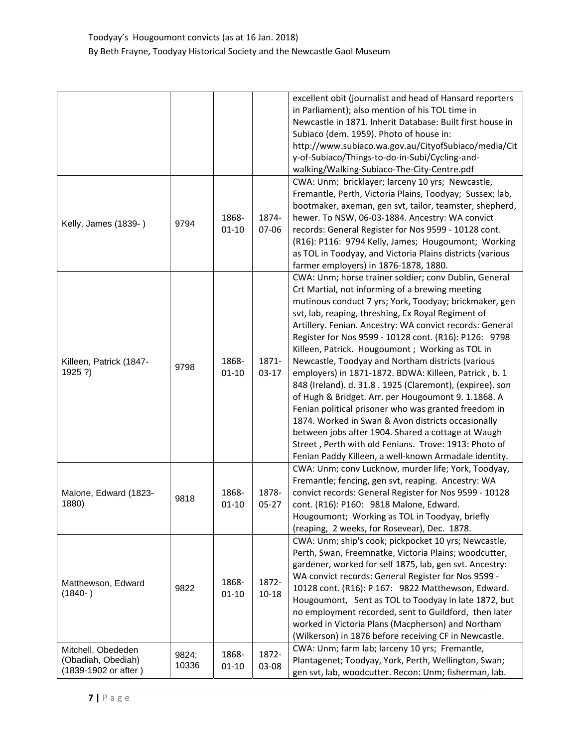| | | | | |
|---|---|---|---|---|
| | | | | excellent obit (journalist and head of Hansard reporters in Parliament); also mention of his TOL time in Newcastle in 1871. Inherit Database: Built first house in Subiaco (dem. 1959). Photo of house in: http://www.subiaco.wa.gov.au/CityofSubiaco/media/City-of-Subiaco/Things-to-do-in-Subi/Cycling-and-walking/Walking-Subiaco-The-City-Centre.pdf |
| Kelly, James (1839- ) | 9794 | 1868-01-10 | 1874-07-06 | CWA: Unm; bricklayer; larceny 10 yrs; Newcastle, Fremantle, Perth, Victoria Plains, Toodyay; Sussex; lab, bootmaker, axeman, gen svt, tailor, teamster, shepherd, hewer. To NSW, 06-03-1884. Ancestry: WA convict records: General Register for Nos 9599 - 10128 cont. (R16): P116: 9794 Kelly, James; Hougoumont; Working as TOL in Toodyay, and Victoria Plains districts (various farmer employers) in 1876-1878, 1880. |
| Killeen, Patrick (1847-1925 ?) | 9798 | 1868-01-10 | 1871-03-17 | CWA: Unm; horse trainer soldier; conv Dublin, General Crt Martial, not informing of a brewing meeting mutinous conduct 7 yrs; York, Toodyay; brickmaker, gen svt, lab, reaping, threshing, Ex Royal Regiment of Artillery. Fenian. Ancestry: WA convict records: General Register for Nos 9599 - 10128 cont. (R16): P126: 9798 Killeen, Patrick. Hougoumont ; Working as TOL in Newcastle, Toodyay and Northam districts (various employers) in 1871-1872. BDWA: Killeen, Patrick , b. 1 848 (Ireland). d. 31.8 . 1925 (Claremont), (expiree). son of Hugh & Bridget. Arr. per Hougoumont 9. 1.1868. A Fenian political prisoner who was granted freedom in 1874. Worked in Swan & Avon districts occasionally between jobs after 1904. Shared a cottage at Waugh Street , Perth with old Fenians. Trove: 1913: Photo of Fenian Paddy Killeen, a well-known Armadale identity. |
| Malone, Edward (1823-1880) | 9818 | 1868-01-10 | 1878-05-27 | CWA: Unm; conv Lucknow, murder life; York, Toodyay, Fremantle; fencing, gen svt, reaping. Ancestry: WA convict records: General Register for Nos 9599 - 10128 cont. (R16): P160: 9818 Malone, Edward. Hougoumont; Working as TOL in Toodyay, briefly (reaping, 2 weeks, for Rosevear), Dec. 1878. |
| Matthewson, Edward (1840- ) | 9822 | 1868-01-10 | 1872-10-18 | CWA: Unm; ship's cook; pickpocket 10 yrs; Newcastle, Perth, Swan, Freemnatke, Victoria Plains; woodcutter, gardener, worked for self 1875, lab, gen svt. Ancestry: WA convict records: General Register for Nos 9599 - 10128 cont. (R16): P 167: 9822 Matthewson, Edward. Hougoumont, Sent as TOL to Toodyay in late 1872, but no employment recorded, sent to Guildford, then later worked in Victoria Plans (Macpherson) and Northam (Wilkerson) in 1876 before receiving CF in Newcastle. |
| Mitchell, Obededen (Obadiah, Obediah) (1839-1902 or after ) | 9824; 10336 | 1868-01-10 | 1872-03-08 | CWA: Unm; farm lab; larceny 10 yrs; Fremantle, Plantagenet; Toodyay, York, Perth, Wellington, Swan; gen svt, lab, woodcutter. Recon: Unm; fisherman, lab. |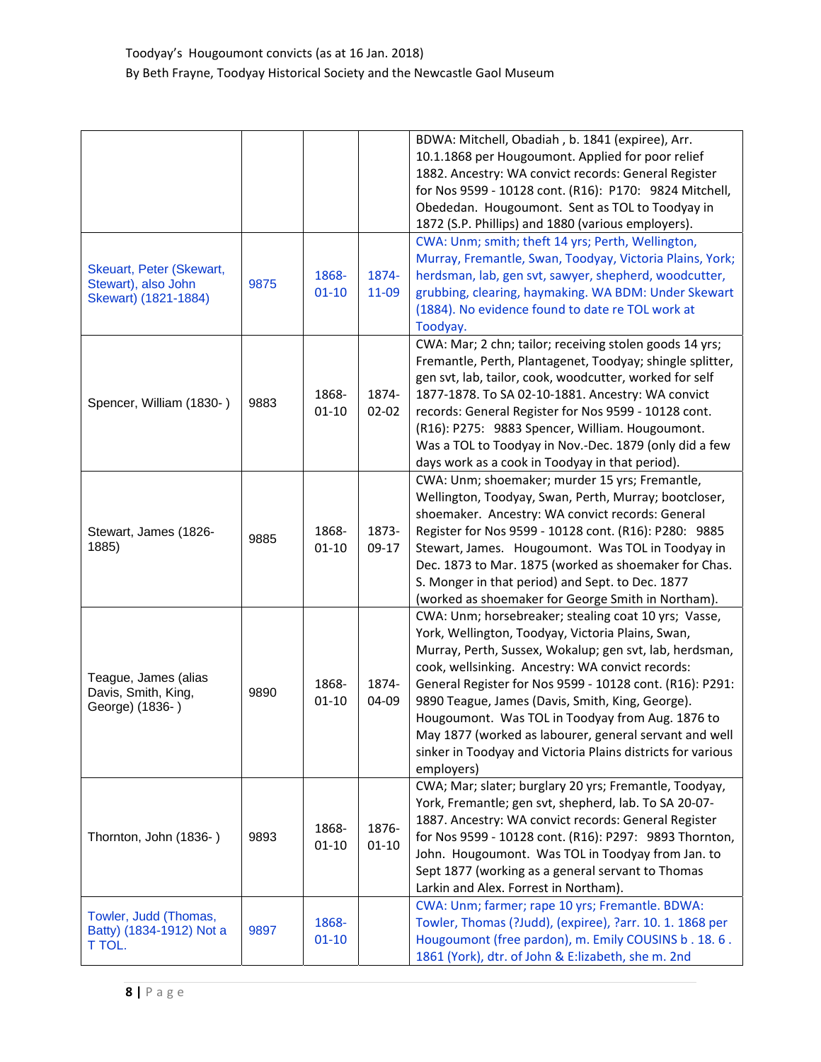| | | | | |
|---|---|---|---|---|
| | | | | BDWA: Mitchell, Obadiah , b. 1841 (expiree), Arr. 10.1.1868 per Hougoumont. Applied for poor relief 1882. Ancestry: WA convict records: General Register for Nos 9599 - 10128 cont. (R16): P170: 9824 Mitchell, Obededan. Hougoumont. Sent as TOL to Toodyay in 1872 (S.P. Phillips) and 1880 (various employers). |
| Skeuart, Peter (Skewart, Stewart), also John Skewart) (1821-1884) | 9875 | 1868-01-10 | 1874-11-09 | CWA: Unm; smith; theft 14 yrs; Perth, Wellington, Murray, Fremantle, Swan, Toodyay, Victoria Plains, York; herdsman, lab, gen svt, sawyer, shepherd, woodcutter, grubbing, clearing, haymaking. WA BDM: Under Skewart (1884). No evidence found to date re TOL work at Toodyay. |
| Spencer, William (1830- ) | 9883 | 1868-01-10 | 1874-02-02 | CWA: Mar; 2 chn; tailor; receiving stolen goods 14 yrs; Fremantle, Perth, Plantagenet, Toodyay; shingle splitter, gen svt, lab, tailor, cook, woodcutter, worked for self 1877-1878. To SA 02-10-1881. Ancestry: WA convict records: General Register for Nos 9599 - 10128 cont. (R16): P275: 9883 Spencer, William. Hougoumont. Was a TOL to Toodyay in Nov.-Dec. 1879 (only did a few days work as a cook in Toodyay in that period). |
| Stewart, James (1826-1885) | 9885 | 1868-01-10 | 1873-09-17 | CWA: Unm; shoemaker; murder 15 yrs; Fremantle, Wellington, Toodyay, Swan, Perth, Murray; bootcloser, shoemaker. Ancestry: WA convict records: General Register for Nos 9599 - 10128 cont. (R16): P280: 9885 Stewart, James. Hougoumont. Was TOL in Toodyay in Dec. 1873 to Mar. 1875 (worked as shoemaker for Chas. S. Monger in that period) and Sept. to Dec. 1877 (worked as shoemaker for George Smith in Northam). |
| Teague, James (alias Davis, Smith, King, George) (1836- ) | 9890 | 1868-01-10 | 1874-04-09 | CWA: Unm; horsebreaker; stealing coat 10 yrs; Vasse, York, Wellington, Toodyay, Victoria Plains, Swan, Murray, Perth, Sussex, Wokalup; gen svt, lab, herdsman, cook, wellsinking. Ancestry: WA convict records: General Register for Nos 9599 - 10128 cont. (R16): P291: 9890 Teague, James (Davis, Smith, King, George). Hougoumont. Was TOL in Toodyay from Aug. 1876 to May 1877 (worked as labourer, general servant and well sinker in Toodyay and Victoria Plains districts for various employers) |
| Thornton, John (1836- ) | 9893 | 1868-01-10 | 1876-01-10 | CWA; Mar; slater; burglary 20 yrs; Fremantle, Toodyay, York, Fremantle; gen svt, shepherd, lab. To SA 20-07-1887. Ancestry: WA convict records: General Register for Nos 9599 - 10128 cont. (R16): P297: 9893 Thornton, John. Hougoumont. Was TOL in Toodyay from Jan. to Sept 1877 (working as a general servant to Thomas Larkin and Alex. Forrest in Northam). |
| Towler, Judd (Thomas, Batty) (1834-1912) Not a T TOL. | 9897 | 1868-01-10 | | CWA: Unm; farmer; rape 10 yrs; Fremantle. BDWA: Towler, Thomas (?Judd), (expiree), ?arr. 10. 1. 1868 per Hougoumont (free pardon), m. Emily COUSINS b . 18. 6 . 1861 (York), dtr. of John & E:lizabeth, she m. 2nd |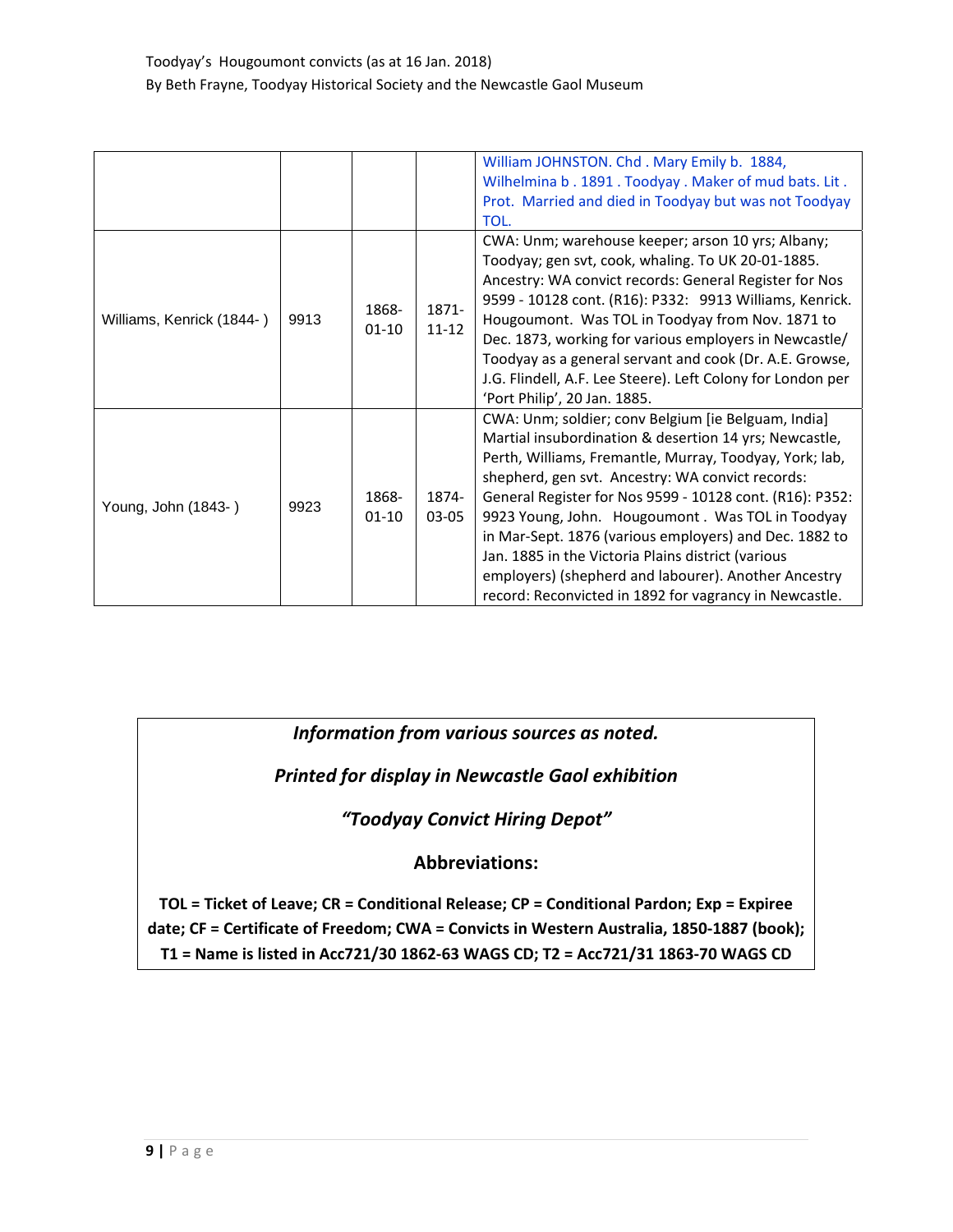| | | | | |
|---|---|---|---|---|
| | | | | William JOHNSTON. Chd . Mary Emily b. 1884, Wilhelmina b . 1891 . Toodyay . Maker of mud bats. Lit . Prot. Married and died in Toodyay but was not Toodyay TOL. |
| Williams, Kenrick (1844- ) | 9913 | 1868-01-10 | 1871-11-12 | CWA: Unm; warehouse keeper; arson 10 yrs; Albany; Toodyay; gen svt, cook, whaling. To UK 20-01-1885. Ancestry: WA convict records: General Register for Nos 9599 - 10128 cont. (R16): P332: 9913 Williams, Kenrick. Hougoumont. Was TOL in Toodyay from Nov. 1871 to Dec. 1873, working for various employers in Newcastle/ Toodyay as a general servant and cook (Dr. A.E. Growse, J.G. Flindell, A.F. Lee Steere). Left Colony for London per 'Port Philip', 20 Jan. 1885. |
| Young, John (1843- ) | 9923 | 1868-01-10 | 1874-03-05 | CWA: Unm; soldier; conv Belgium [ie Belguam, India] Martial insubordination & desertion 14 yrs; Newcastle, Perth, Williams, Fremantle, Murray, Toodyay, York; lab, shepherd, gen svt. Ancestry: WA convict records: General Register for Nos 9599 - 10128 cont. (R16): P352: 9923 Young, John. Hougoumont . Was TOL in Toodyay in Mar-Sept. 1876 (various employers) and Dec. 1882 to Jan. 1885 in the Victoria Plains district (various employers) (shepherd and labourer). Another Ancestry record: Reconvicted in 1892 for vagrancy in Newcastle. |

***Information from various sources as noted.***

***Printed for display in Newcastle Gaol exhibition***

***"Toodyay Convict Hiring Depot"***

**Abbreviations:**

**TOL = Ticket of Leave; CR = Conditional Release; CP = Conditional Pardon; Exp = Expiree date; CF = Certificate of Freedom; CWA = Convicts in Western Australia, 1850-1887 (book); T1 = Name is listed in Acc721/30 1862-63 WAGS CD; T2 = Acc721/31 1863-70 WAGS CD**